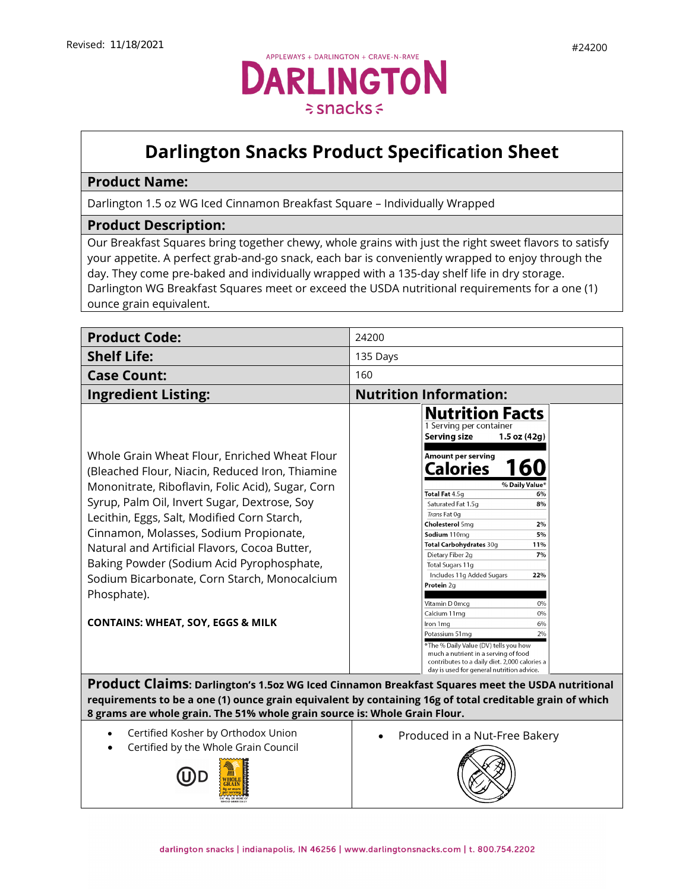Revised: 11/18/2021

#24200

APPLEWAYS + DARLINGTON + CRAVE-N-RAVE

DARLINGTON snacks

# Darlington Snacks Product Specification Sheet

## Product Name:

Darlington 1.5 oz WG Iced Cinnamon Breakfast Square – Individually Wrapped

## Product Description:

Our Breakfast Squares bring together chewy, whole grains with just the right sweet flavors to satisfy your appetite. A perfect grab-and-go snack, each bar is conveniently wrapped to enjoy through the day. They come pre-baked and individually wrapped with a 135-day shelf life in dry storage. Darlington WG Breakfast Squares meet or exceed the USDA nutritional requirements for a one (1) ounce grain equivalent.

| **Product Code:** | 24200 |
|---|---|
| **Shelf Life:** | 135 Days |
| **Case Count:** | 160 |

## Ingredient Listing:

Whole Grain Wheat Flour, Enriched Wheat Flour (Bleached Flour, Niacin, Reduced Iron, Thiamine Mononitrate, Riboflavin, Folic Acid), Sugar, Corn Syrup, Palm Oil, Invert Sugar, Dextrose, Soy Lecithin, Eggs, Salt, Modified Corn Starch, Cinnamon, Molasses, Sodium Propionate, Natural and Artificial Flavors, Cocoa Butter, Baking Powder (Sodium Acid Pyrophosphate, Sodium Bicarbonate, Corn Starch, Monocalcium Phosphate).

**CONTAINS: WHEAT, SOY, EGGS & MILK**

## Nutrition Information:

**Nutrition Facts**

1 Serving per container

**Serving size 1.5 oz (42g)**

**Amount per serving**

**Calories 160**

| | % Daily Value* |
|---|---|
| **Total Fat** 4.5g | 6% |
| Saturated Fat 1.5g | 8% |
| *Trans* Fat 0g | |
| **Cholesterol** 5mg | 2% |
| **Sodium** 110mg | 5% |
| **Total Carbohydrates** 30g | 11% |
| Dietary Fiber 2g | 7% |
| Total Sugars 11g | |
| Includes 11g Added Sugars | 22% |
| **Protein** 2g | |
| Vitamin D 0mcg | 0% |
| Calcium 11mg | 0% |
| Iron 1mg | 6% |
| Potassium 51mg | 2% |

*The % Daily Value (DV) tells you how much a nutrient in a serving of food contributes to a daily diet. 2,000 calories a day is used for general nutrition advice.

**Product Claims: Darlington's 1.5oz WG Iced Cinnamon Breakfast Squares meet the USDA nutritional requirements to be a one (1) ounce grain equivalent by containing 16g of total creditable grain of which 8 grams are whole grain. The 51% whole grain source is: Whole Grain Flour.**

- Certified Kosher by Orthodox Union
- Certified by the Whole Grain Council
- Produced in a Nut-Free Bakery

darlington snacks | indianapolis, IN 46256 | www.darlingtonsnacks.com | t. 800.754.2202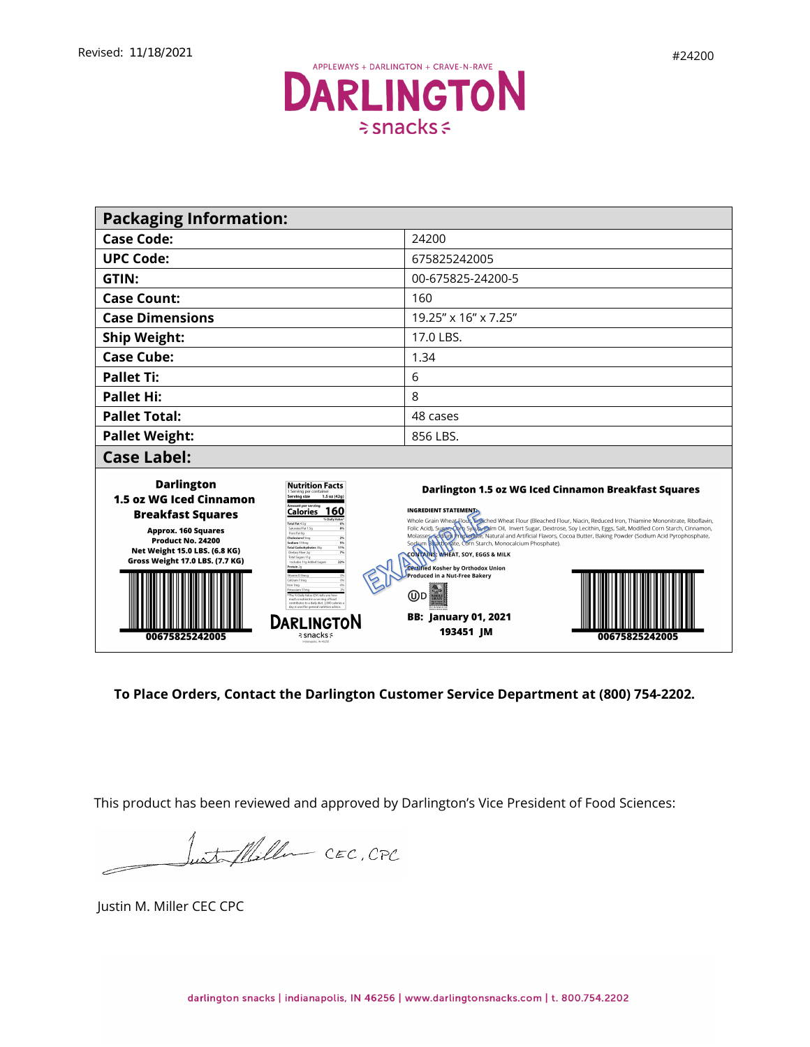Revised: 11/18/2021

#24200

APPLEWAYS + DARLINGTON + CRAVE-N-RAVE

# DARLINGTON

snacks

| Packaging Information: | |
|---|---|
| **Case Code:** | 24200 |
| **UPC Code:** | 675825242005 |
| **GTIN:** | 00-675825-24200-5 |
| **Case Count:** | 160 |
| **Case Dimensions** | 19.25" x 16" x 7.25" |
| **Ship Weight:** | 17.0 LBS. |
| **Case Cube:** | 1.34 |
| **Pallet Ti:** | 6 |
| **Pallet Hi:** | 8 |
| **Pallet Total:** | 48 cases |
| **Pallet Weight:** | 856 LBS. |

## Case Label:

**Darlington**
**1.5 oz WG Iced Cinnamon Breakfast Squares**

**Approx. 160 Squares**
**Product No. 24200**
**Net Weight 15.0 LBS. (6.8 KG)**
**Gross Weight 17.0 LBS. (7.7 KG)**

00675825242005

**Nutrition Facts**
Serving size 1.5 oz (42g)
Calories 160

DARLINGTON snacks

**Darlington 1.5 oz WG Iced Cinnamon Breakfast Squares**

**INGREDIENT STATEMENT:**
Whole Grain Wheat Flour, Enriched Wheat Flour (Bleached Flour, Niacin, Reduced Iron, Thiamine Mononitrate, Riboflavin, Folic Acid), Sugar, Corn Syrup, Palm Oil, Invert Sugar, Dextrose, Soy Lecithin, Eggs, Salt, Modified Corn Starch, Cinnamon, Molasses, Sodium Propionate, Natural and Artificial Flavors, Cocoa Butter, Baking Powder (Sodium Acid Pyrophosphate, Sodium Bicarbonate, Corn Starch, Monocalcium Phosphate).

**CONTAINS: WHEAT, SOY, EGGS & MILK**

**Certified Kosher by Orthodox Union**
**Produced in a Nut-Free Bakery**

EXAMPLE

**BB: January 01, 2021**
**193451 JM**

00675825242005

**To Place Orders, Contact the Darlington Customer Service Department at (800) 754-2202.**

This product has been reviewed and approved by Darlington's Vice President of Food Sciences:

Justin Miller CEC, CPC

Justin M. Miller CEC CPC

darlington snacks | indianapolis, IN 46256 | www.darlingtonsnacks.com | t. 800.754.2202